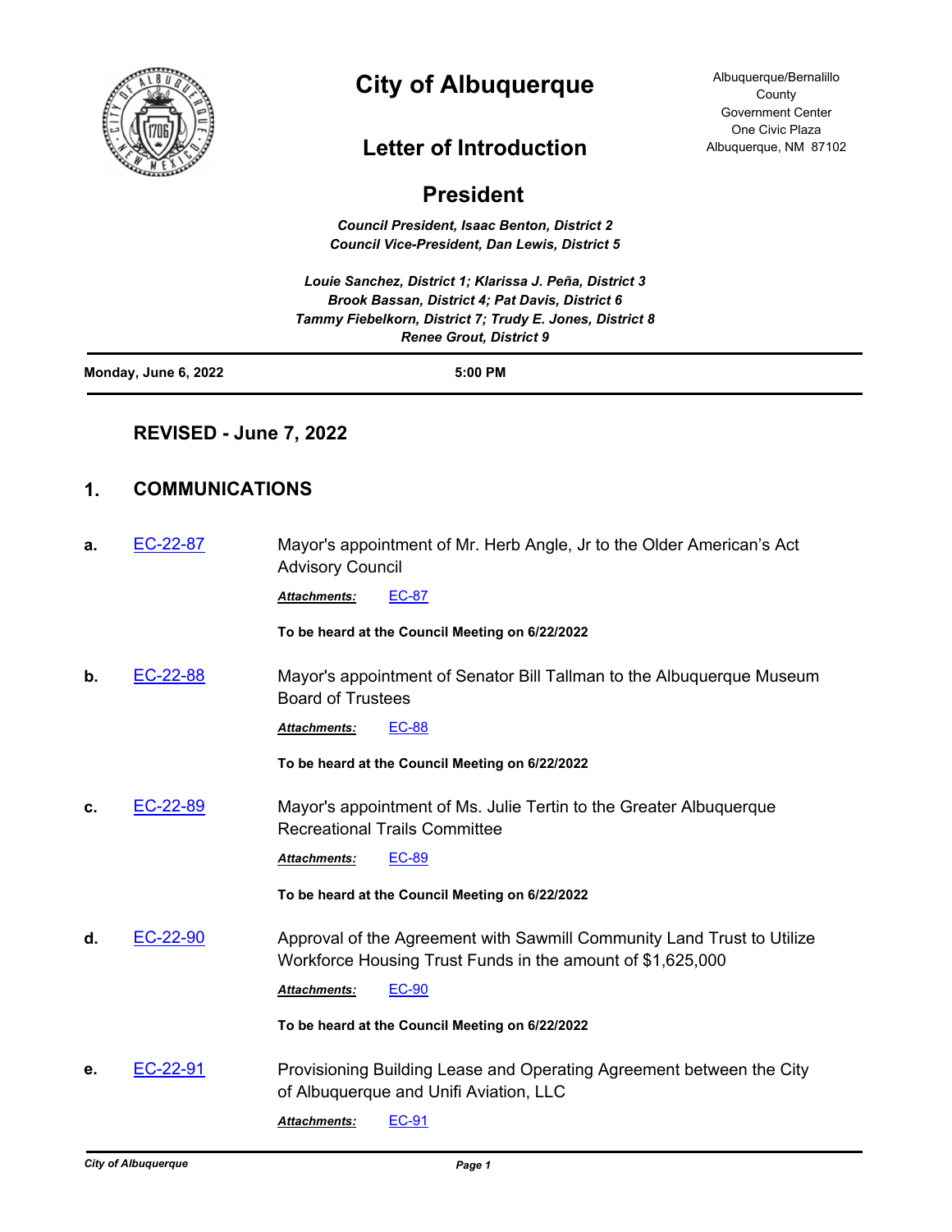# City of Albuquerque

Albuquerque/Bernalillo County Government Center
One Civic Plaza
Albuquerque, NM 87102

## Letter of Introduction

## President

*Council President, Isaac Benton, District 2*
*Council Vice-President, Dan Lewis, District 5*

*Louie Sanchez, District 1; Klarissa J. Peña, District 3*
*Brook Bassan, District 4; Pat Davis, District 6*
*Tammy Fiebelkorn, District 7; Trudy E. Jones, District 8*
*Renee Grout, District 9*

**Monday, June 6, 2022** **5:00 PM**

### REVISED - June 7, 2022

## 1. COMMUNICATIONS

**a.** EC-22-87 Mayor's appointment of Mr. Herb Angle, Jr to the Older American's Act Advisory Council

***Attachments:*** EC-87

**To be heard at the Council Meeting on 6/22/2022**

**b.** EC-22-88 Mayor's appointment of Senator Bill Tallman to the Albuquerque Museum Board of Trustees

***Attachments:*** EC-88

**To be heard at the Council Meeting on 6/22/2022**

**c.** EC-22-89 Mayor's appointment of Ms. Julie Tertin to the Greater Albuquerque Recreational Trails Committee

***Attachments:*** EC-89

**To be heard at the Council Meeting on 6/22/2022**

**d.** EC-22-90 Approval of the Agreement with Sawmill Community Land Trust to Utilize Workforce Housing Trust Funds in the amount of $1,625,000

***Attachments:*** EC-90

**To be heard at the Council Meeting on 6/22/2022**

**e.** EC-22-91 Provisioning Building Lease and Operating Agreement between the City of Albuquerque and Unifi Aviation, LLC

***Attachments:*** EC-91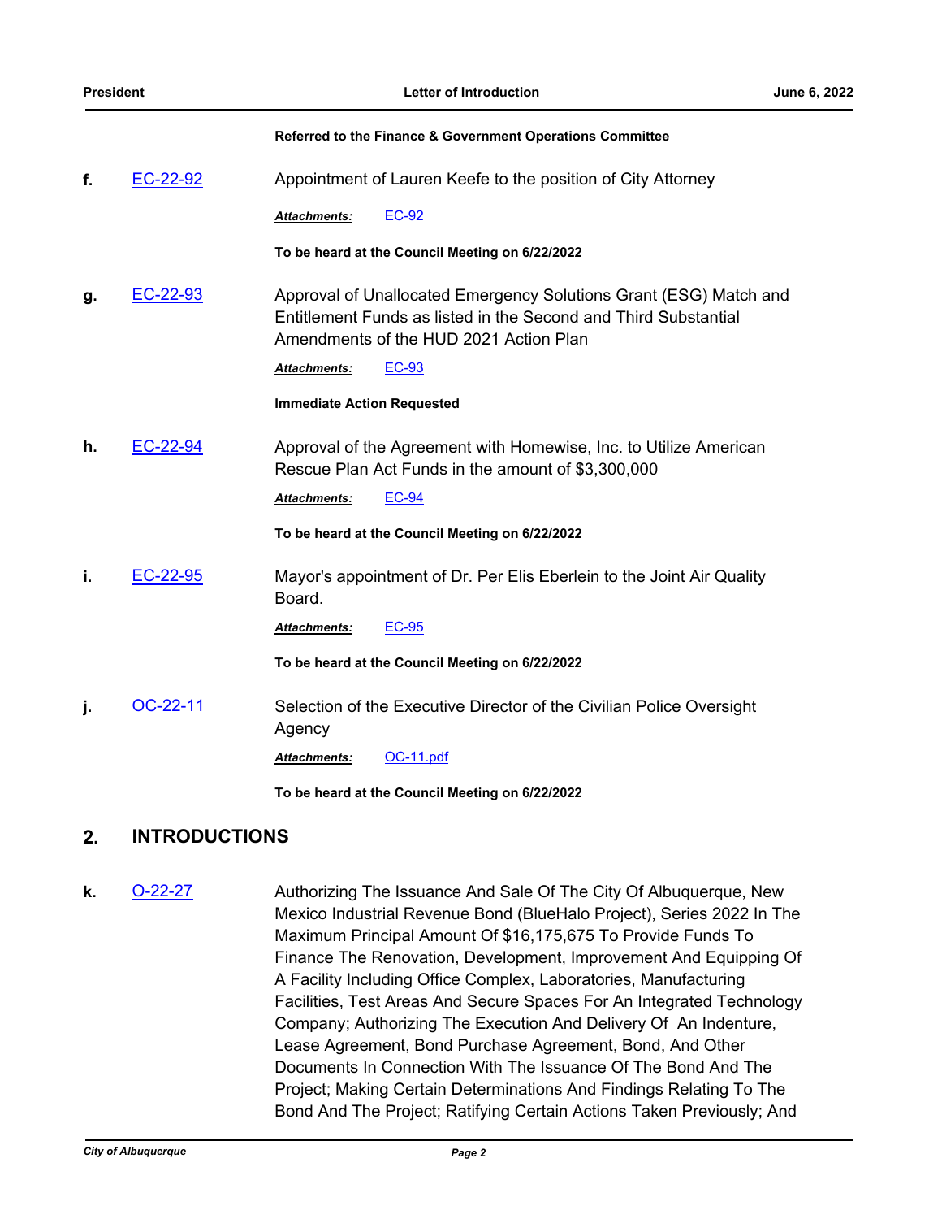**Referred to the Finance & Government Operations Committee**

**f.** EC-22-92 Appointment of Lauren Keefe to the position of City Attorney

***Attachments:*** EC-92

**To be heard at the Council Meeting on 6/22/2022**

**g.** EC-22-93 Approval of Unallocated Emergency Solutions Grant (ESG) Match and Entitlement Funds as listed in the Second and Third Substantial Amendments of the HUD 2021 Action Plan

***Attachments:*** EC-93

**Immediate Action Requested**

**h.** EC-22-94 Approval of the Agreement with Homewise, Inc. to Utilize American Rescue Plan Act Funds in the amount of $3,300,000

***Attachments:*** EC-94

**To be heard at the Council Meeting on 6/22/2022**

**i.** EC-22-95 Mayor's appointment of Dr. Per Elis Eberlein to the Joint Air Quality Board.

***Attachments:*** EC-95

**To be heard at the Council Meeting on 6/22/2022**

**j.** OC-22-11 Selection of the Executive Director of the Civilian Police Oversight Agency

***Attachments:*** OC-11.pdf

**To be heard at the Council Meeting on 6/22/2022**

## 2. INTRODUCTIONS

**k.** O-22-27 Authorizing The Issuance And Sale Of The City Of Albuquerque, New Mexico Industrial Revenue Bond (BlueHalo Project), Series 2022 In The Maximum Principal Amount Of $16,175,675 To Provide Funds To Finance The Renovation, Development, Improvement And Equipping Of A Facility Including Office Complex, Laboratories, Manufacturing Facilities, Test Areas And Secure Spaces For An Integrated Technology Company; Authorizing The Execution And Delivery Of An Indenture, Lease Agreement, Bond Purchase Agreement, Bond, And Other Documents In Connection With The Issuance Of The Bond And The Project; Making Certain Determinations And Findings Relating To The Bond And The Project; Ratifying Certain Actions Taken Previously; And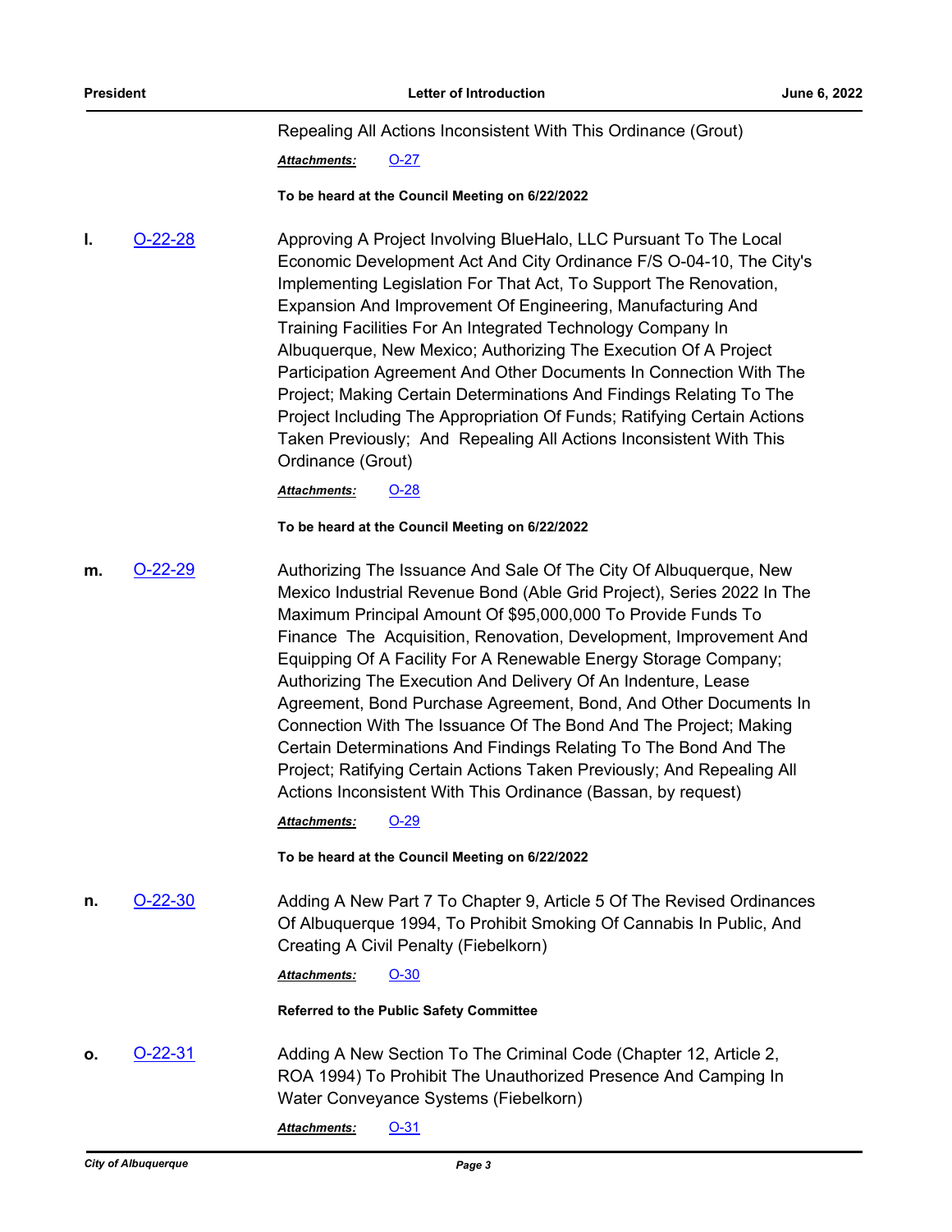Repealing All Actions Inconsistent With This Ordinance (Grout)

***Attachments:*** O-27

**To be heard at the Council Meeting on 6/22/2022**

**l.** O-22-28 Approving A Project Involving BlueHalo, LLC Pursuant To The Local Economic Development Act And City Ordinance F/S O-04-10, The City's Implementing Legislation For That Act, To Support The Renovation, Expansion And Improvement Of Engineering, Manufacturing And Training Facilities For An Integrated Technology Company In Albuquerque, New Mexico; Authorizing The Execution Of A Project Participation Agreement And Other Documents In Connection With The Project; Making Certain Determinations And Findings Relating To The Project Including The Appropriation Of Funds; Ratifying Certain Actions Taken Previously; And Repealing All Actions Inconsistent With This Ordinance (Grout)

***Attachments:*** O-28

**To be heard at the Council Meeting on 6/22/2022**

**m.** O-22-29 Authorizing The Issuance And Sale Of The City Of Albuquerque, New Mexico Industrial Revenue Bond (Able Grid Project), Series 2022 In The Maximum Principal Amount Of $95,000,000 To Provide Funds To Finance The Acquisition, Renovation, Development, Improvement And Equipping Of A Facility For A Renewable Energy Storage Company; Authorizing The Execution And Delivery Of An Indenture, Lease Agreement, Bond Purchase Agreement, Bond, And Other Documents In Connection With The Issuance Of The Bond And The Project; Making Certain Determinations And Findings Relating To The Bond And The Project; Ratifying Certain Actions Taken Previously; And Repealing All Actions Inconsistent With This Ordinance (Bassan, by request)

***Attachments:*** O-29

**To be heard at the Council Meeting on 6/22/2022**

**n.** O-22-30 Adding A New Part 7 To Chapter 9, Article 5 Of The Revised Ordinances Of Albuquerque 1994, To Prohibit Smoking Of Cannabis In Public, And Creating A Civil Penalty (Fiebelkorn)

***Attachments:*** O-30

**Referred to the Public Safety Committee**

**o.** O-22-31 Adding A New Section To The Criminal Code (Chapter 12, Article 2, ROA 1994) To Prohibit The Unauthorized Presence And Camping In Water Conveyance Systems (Fiebelkorn)

***Attachments:*** O-31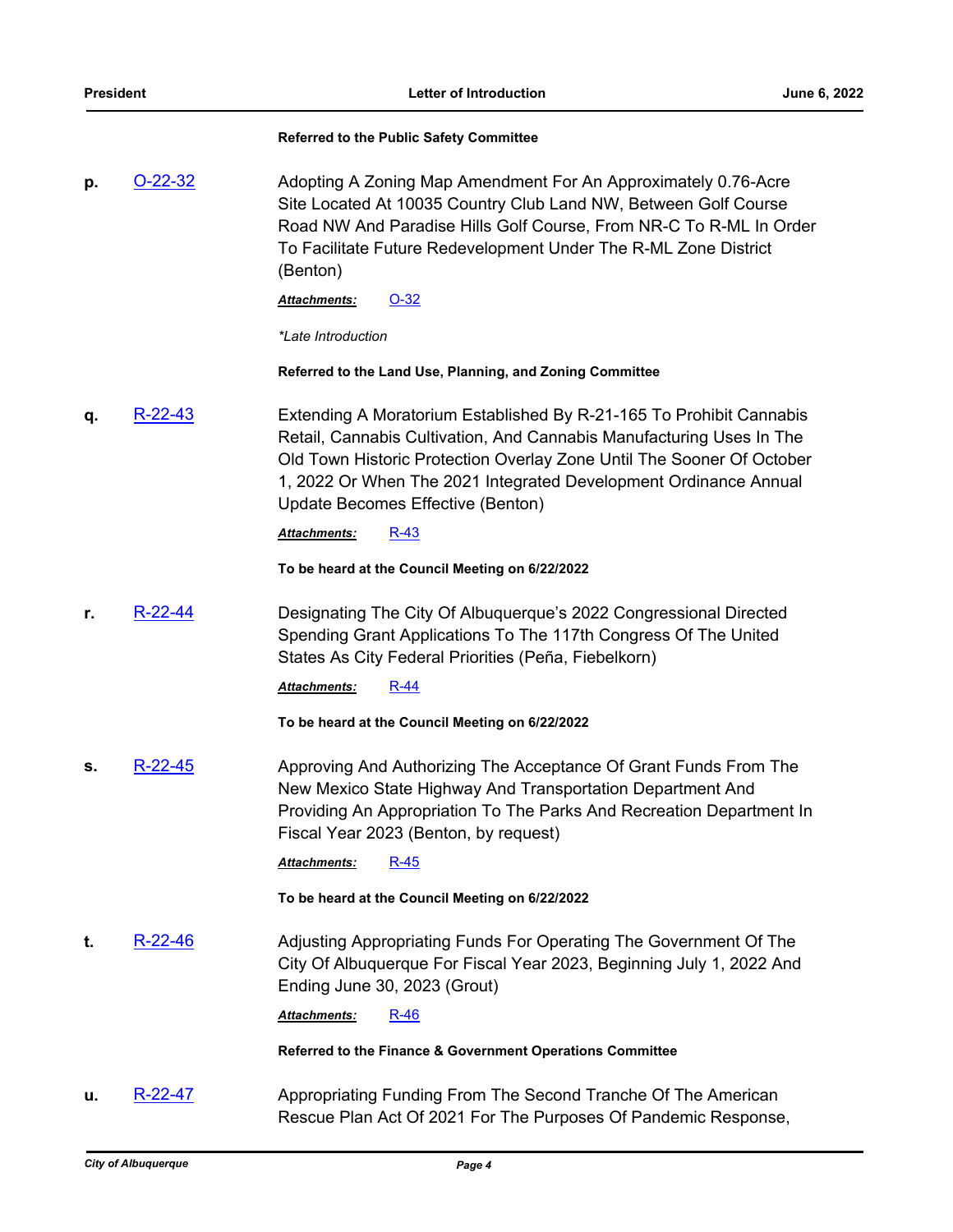**Referred to the Public Safety Committee**

**p.** O-22-32

Adopting A Zoning Map Amendment For An Approximately 0.76-Acre Site Located At 10035 Country Club Land NW, Between Golf Course Road NW And Paradise Hills Golf Course, From NR-C To R-ML In Order To Facilitate Future Redevelopment Under The R-ML Zone District (Benton)

***Attachments:*** O-32

*\*Late Introduction*

**Referred to the Land Use, Planning, and Zoning Committee**

**q.** R-22-43

Extending A Moratorium Established By R-21-165 To Prohibit Cannabis Retail, Cannabis Cultivation, And Cannabis Manufacturing Uses In The Old Town Historic Protection Overlay Zone Until The Sooner Of October 1, 2022 Or When The 2021 Integrated Development Ordinance Annual Update Becomes Effective (Benton)

***Attachments:*** R-43

**To be heard at the Council Meeting on 6/22/2022**

**r.** R-22-44

Designating The City Of Albuquerque's 2022 Congressional Directed Spending Grant Applications To The 117th Congress Of The United States As City Federal Priorities (Peña, Fiebelkorn)

***Attachments:*** R-44

**To be heard at the Council Meeting on 6/22/2022**

**s.** R-22-45

Approving And Authorizing The Acceptance Of Grant Funds From The New Mexico State Highway And Transportation Department And Providing An Appropriation To The Parks And Recreation Department In Fiscal Year 2023 (Benton, by request)

***Attachments:*** R-45

**To be heard at the Council Meeting on 6/22/2022**

**t.** R-22-46

Adjusting Appropriating Funds For Operating The Government Of The City Of Albuquerque For Fiscal Year 2023, Beginning July 1, 2022 And Ending June 30, 2023 (Grout)

***Attachments:*** R-46

**Referred to the Finance & Government Operations Committee**

**u.** R-22-47

Appropriating Funding From The Second Tranche Of The American Rescue Plan Act Of 2021 For The Purposes Of Pandemic Response,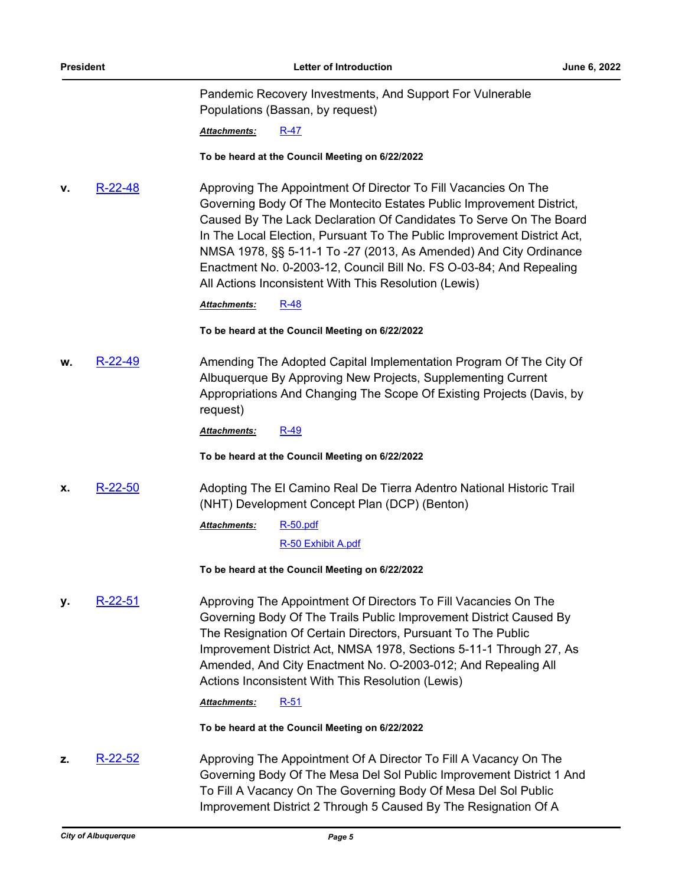Pandemic Recovery Investments, And Support For Vulnerable Populations (Bassan, by request)

***Attachments:*** R-47

**To be heard at the Council Meeting on 6/22/2022**

**v.** R-22-48 Approving The Appointment Of Director To Fill Vacancies On The Governing Body Of The Montecito Estates Public Improvement District, Caused By The Lack Declaration Of Candidates To Serve On The Board In The Local Election, Pursuant To The Public Improvement District Act, NMSA 1978, §§ 5-11-1 To -27 (2013, As Amended) And City Ordinance Enactment No. 0-2003-12, Council Bill No. FS O-03-84; And Repealing All Actions Inconsistent With This Resolution (Lewis)

***Attachments:*** R-48

**To be heard at the Council Meeting on 6/22/2022**

**w.** R-22-49 Amending The Adopted Capital Implementation Program Of The City Of Albuquerque By Approving New Projects, Supplementing Current Appropriations And Changing The Scope Of Existing Projects (Davis, by request)

***Attachments:*** R-49

**To be heard at the Council Meeting on 6/22/2022**

**x.** R-22-50 Adopting The El Camino Real De Tierra Adentro National Historic Trail (NHT) Development Concept Plan (DCP) (Benton)

***Attachments:*** R-50.pdf
R-50 Exhibit A.pdf

**To be heard at the Council Meeting on 6/22/2022**

**y.** R-22-51 Approving The Appointment Of Directors To Fill Vacancies On The Governing Body Of The Trails Public Improvement District Caused By The Resignation Of Certain Directors, Pursuant To The Public Improvement District Act, NMSA 1978, Sections 5-11-1 Through 27, As Amended, And City Enactment No. O-2003-012; And Repealing All Actions Inconsistent With This Resolution (Lewis)

***Attachments:*** R-51

**To be heard at the Council Meeting on 6/22/2022**

**z.** R-22-52 Approving The Appointment Of A Director To Fill A Vacancy On The Governing Body Of The Mesa Del Sol Public Improvement District 1 And To Fill A Vacancy On The Governing Body Of Mesa Del Sol Public Improvement District 2 Through 5 Caused By The Resignation Of A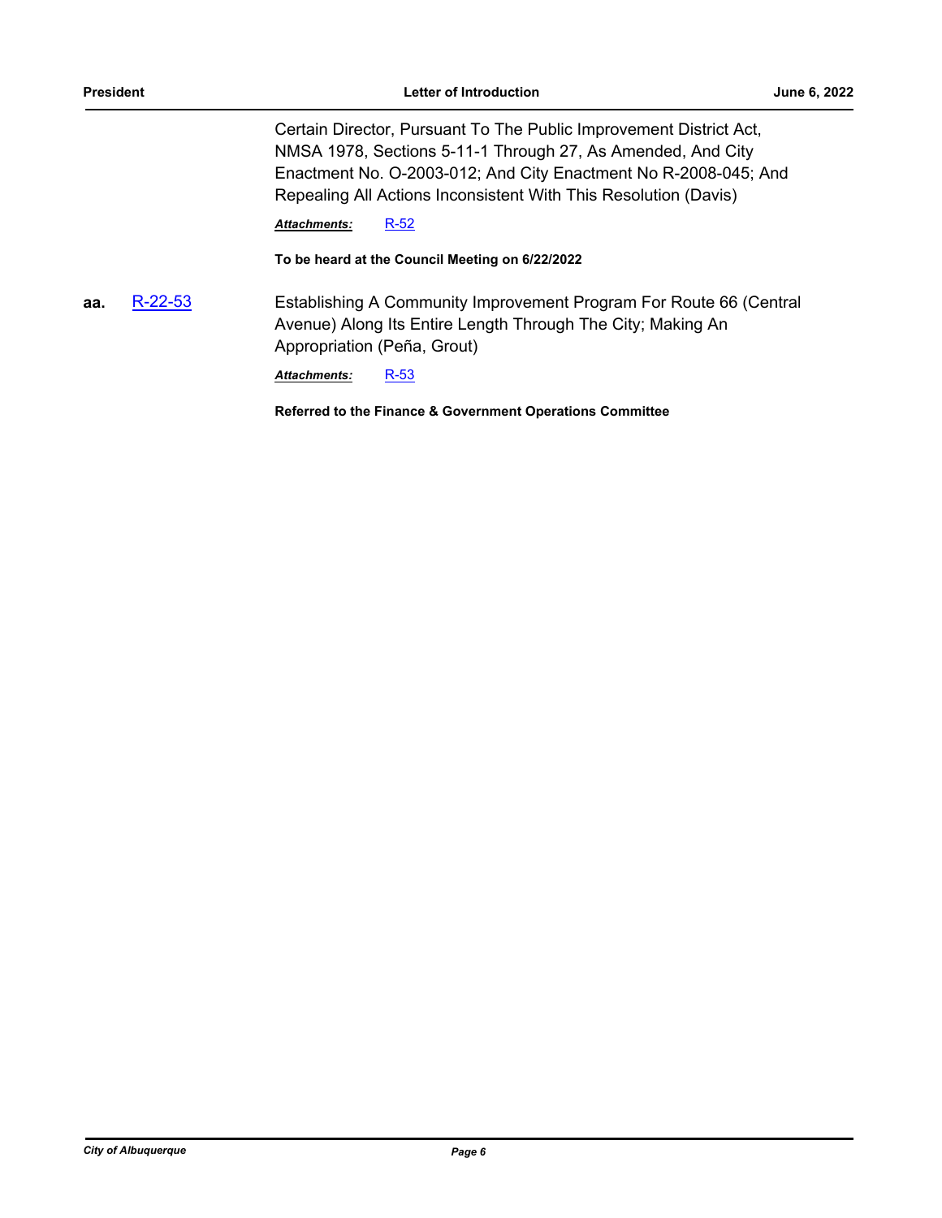Certain Director, Pursuant To The Public Improvement District Act, NMSA 1978, Sections 5-11-1 Through 27, As Amended, And City Enactment No. O-2003-012; And City Enactment No R-2008-045; And Repealing All Actions Inconsistent With This Resolution (Davis)

***Attachments:*** R-52

**To be heard at the Council Meeting on 6/22/2022**

**aa.** R-22-53 Establishing A Community Improvement Program For Route 66 (Central Avenue) Along Its Entire Length Through The City; Making An Appropriation (Peña, Grout)

***Attachments:*** R-53

**Referred to the Finance & Government Operations Committee**